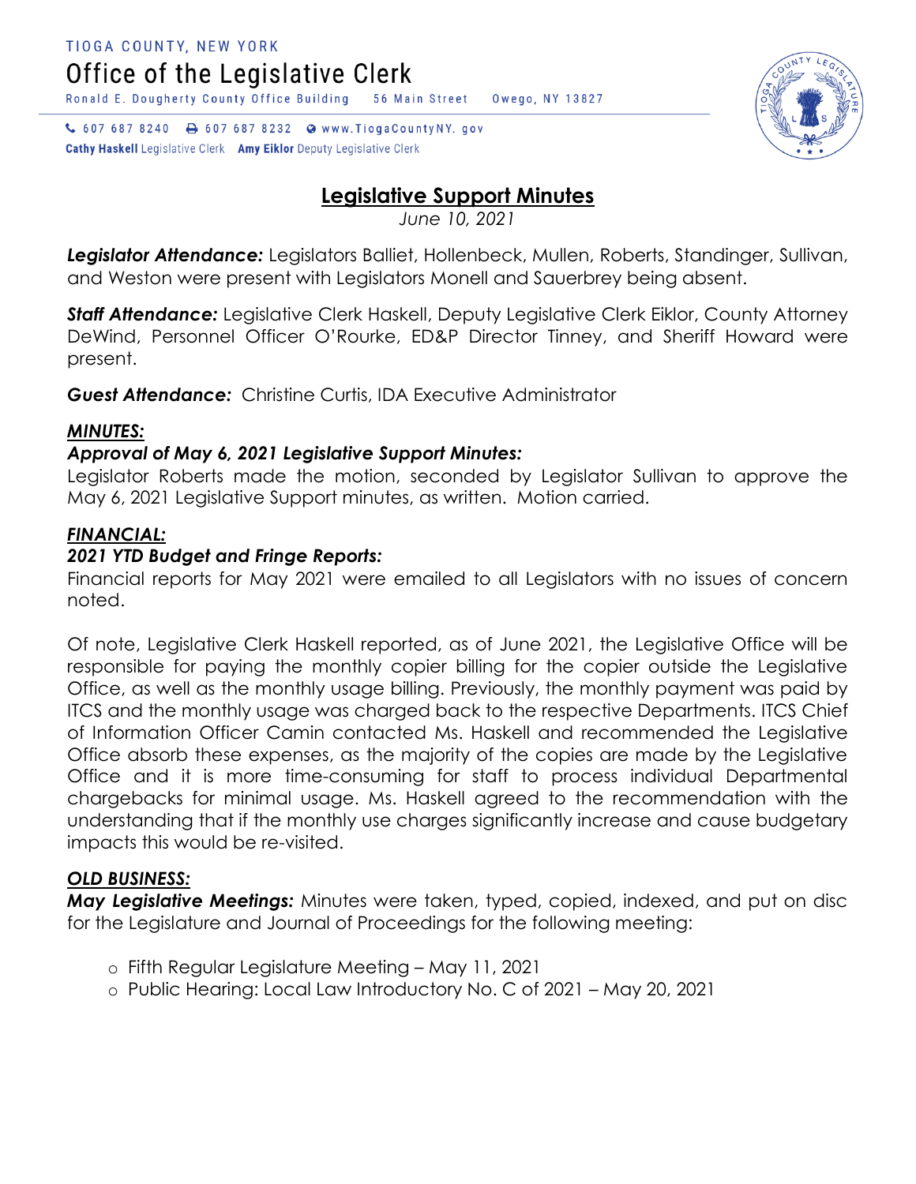TIOGA COUNTY, NEW YORK

Office of the Legislative Clerk

Ronald E. Dougherty County Office Building 56 Main Street Owego, NY 13827

607 687 8240 607 687 8232 www.TiogaCountyNY.gov

**Cathy Haskell** Legislative Clerk **Amy Eiklor** Deputy Legislative Clerk

# Legislative Support Minutes

*June 10, 2021*

***Legislator Attendance:*** Legislators Balliet, Hollenbeck, Mullen, Roberts, Standinger, Sullivan, and Weston were present with Legislators Monell and Sauerbrey being absent.

***Staff Attendance:*** Legislative Clerk Haskell, Deputy Legislative Clerk Eiklor, County Attorney DeWind, Personnel Officer O'Rourke, ED&P Director Tinney, and Sheriff Howard were present.

***Guest Attendance:*** Christine Curtis, IDA Executive Administrator

## ***MINUTES:***

### ***Approval of May 6, 2021 Legislative Support Minutes:***

Legislator Roberts made the motion, seconded by Legislator Sullivan to approve the May 6, 2021 Legislative Support minutes, as written. Motion carried.

## ***FINANCIAL:***

### ***2021 YTD Budget and Fringe Reports:***

Financial reports for May 2021 were emailed to all Legislators with no issues of concern noted.

Of note, Legislative Clerk Haskell reported, as of June 2021, the Legislative Office will be responsible for paying the monthly copier billing for the copier outside the Legislative Office, as well as the monthly usage billing. Previously, the monthly payment was paid by ITCS and the monthly usage was charged back to the respective Departments. ITCS Chief of Information Officer Camin contacted Ms. Haskell and recommended the Legislative Office absorb these expenses, as the majority of the copies are made by the Legislative Office and it is more time-consuming for staff to process individual Departmental chargebacks for minimal usage. Ms. Haskell agreed to the recommendation with the understanding that if the monthly use charges significantly increase and cause budgetary impacts this would be re-visited.

## ***OLD BUSINESS:***

***May Legislative Meetings:*** Minutes were taken, typed, copied, indexed, and put on disc for the Legislature and Journal of Proceedings for the following meeting:

- Fifth Regular Legislature Meeting – May 11, 2021
- Public Hearing: Local Law Introductory No. C of 2021 – May 20, 2021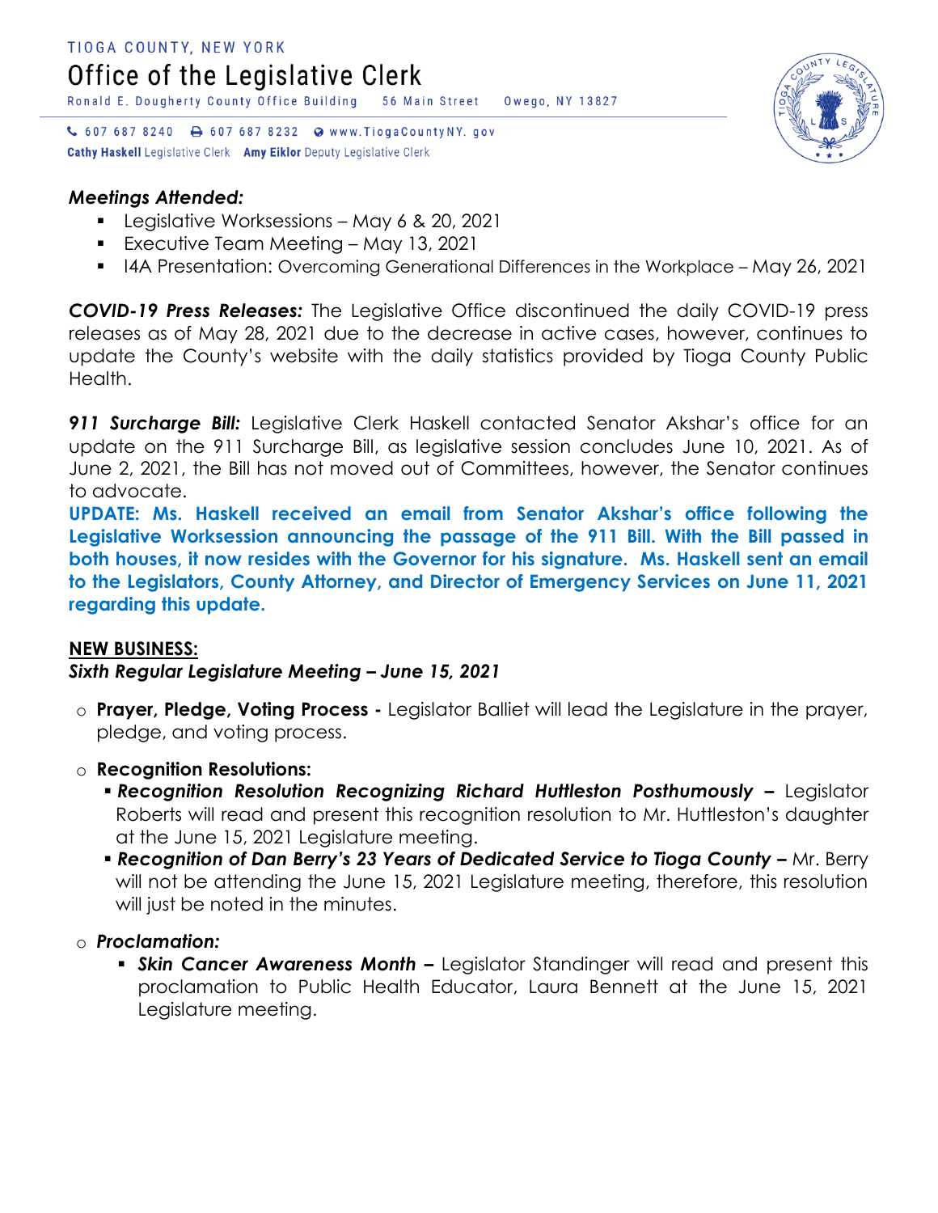TIOGA COUNTY, NEW YORK

Office of the Legislative Clerk

Ronald E. Dougherty County Office Building 56 Main Street Owego, NY 13827

607 687 8240 607 687 8232 www.TiogaCountyNY.gov

**Cathy Haskell** Legislative Clerk **Amy Eiklor** Deputy Legislative Clerk

***Meetings Attended:***

- Legislative Worksessions – May 6 & 20, 2021
- Executive Team Meeting – May 13, 2021
- I4A Presentation: Overcoming Generational Differences in the Workplace – May 26, 2021

***COVID-19 Press Releases:*** The Legislative Office discontinued the daily COVID-19 press releases as of May 28, 2021 due to the decrease in active cases, however, continues to update the County's website with the daily statistics provided by Tioga County Public Health.

***911 Surcharge Bill:*** Legislative Clerk Haskell contacted Senator Akshar's office for an update on the 911 Surcharge Bill, as legislative session concludes June 10, 2021. As of June 2, 2021, the Bill has not moved out of Committees, however, the Senator continues to advocate.

**UPDATE: Ms. Haskell received an email from Senator Akshar's office following the Legislative Worksession announcing the passage of the 911 Bill. With the Bill passed in both houses, it now resides with the Governor for his signature. Ms. Haskell sent an email to the Legislators, County Attorney, and Director of Emergency Services on June 11, 2021 regarding this update.**

**NEW BUSINESS:**

***Sixth Regular Legislature Meeting – June 15, 2021***

- **Prayer, Pledge, Voting Process -** Legislator Balliet will lead the Legislature in the prayer, pledge, and voting process.
- **Recognition Resolutions:**
  - ***Recognition Resolution Recognizing Richard Huttleston Posthumously –*** Legislator Roberts will read and present this recognition resolution to Mr. Huttleston's daughter at the June 15, 2021 Legislature meeting.
  - ***Recognition of Dan Berry's 23 Years of Dedicated Service to Tioga County –*** Mr. Berry will not be attending the June 15, 2021 Legislature meeting, therefore, this resolution will just be noted in the minutes.
- ***Proclamation:***
  - ***Skin Cancer Awareness Month –*** Legislator Standinger will read and present this proclamation to Public Health Educator, Laura Bennett at the June 15, 2021 Legislature meeting.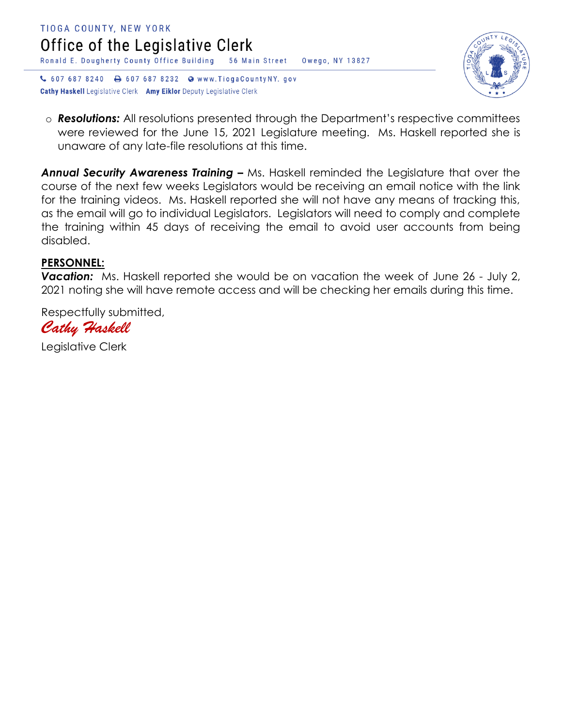- ***Resolutions:*** All resolutions presented through the Department's respective committees were reviewed for the June 15, 2021 Legislature meeting. Ms. Haskell reported she is unaware of any late-file resolutions at this time.

***Annual Security Awareness Training –*** Ms. Haskell reminded the Legislature that over the course of the next few weeks Legislators would be receiving an email notice with the link for the training videos. Ms. Haskell reported she will not have any means of tracking this, as the email will go to individual Legislators. Legislators will need to comply and complete the training within 45 days of receiving the email to avoid user accounts from being disabled.

**PERSONNEL:**

***Vacation:*** Ms. Haskell reported she would be on vacation the week of June 26 - July 2, 2021 noting she will have remote access and will be checking her emails during this time.

Respectfully submitted,

*Cathy Haskell*

Legislative Clerk